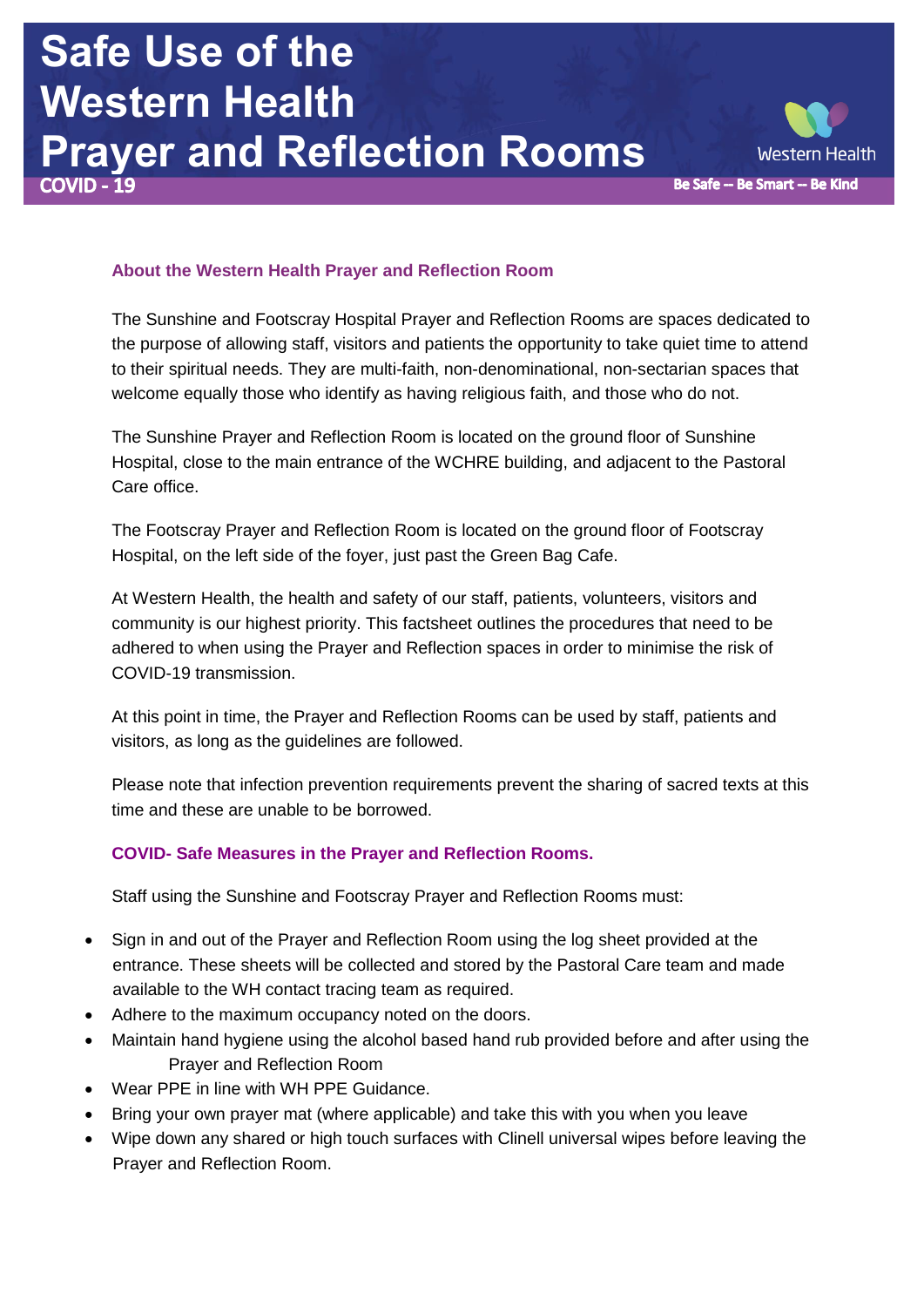# Safe Use of the Western Health Prayer and Reflection Rooms

**COVID - 19**

Western Health

**Be Safe – Be Smart – Be Kind**

### About the Western Health Prayer and Reflection Room

The Sunshine and Footscray Hospital Prayer and Reflection Rooms are spaces dedicated to the purpose of allowing staff, visitors and patients the opportunity to take quiet time to attend to their spiritual needs. They are multi-faith, non-denominational, non-sectarian spaces that welcome equally those who identify as having religious faith, and those who do not.

The Sunshine Prayer and Reflection Room is located on the ground floor of Sunshine Hospital, close to the main entrance of the WCHRE building, and adjacent to the Pastoral Care office.

The Footscray Prayer and Reflection Room is located on the ground floor of Footscray Hospital, on the left side of the foyer, just past the Green Bag Cafe.

At Western Health, the health and safety of our staff, patients, volunteers, visitors and community is our highest priority. This factsheet outlines the procedures that need to be adhered to when using the Prayer and Reflection spaces in order to minimise the risk of COVID-19 transmission.

At this point in time, the Prayer and Reflection Rooms can be used by staff, patients and visitors, as long as the guidelines are followed.

Please note that infection prevention requirements prevent the sharing of sacred texts at this time and these are unable to be borrowed.

### COVID- Safe Measures in the Prayer and Reflection Rooms.

Staff using the Sunshine and Footscray Prayer and Reflection Rooms must:

- Sign in and out of the Prayer and Reflection Room using the log sheet provided at the entrance. These sheets will be collected and stored by the Pastoral Care team and made available to the WH contact tracing team as required.
- Adhere to the maximum occupancy noted on the doors.
- Maintain hand hygiene using the alcohol based hand rub provided before and after using the Prayer and Reflection Room
- Wear PPE in line with WH PPE Guidance.
- Bring your own prayer mat (where applicable) and take this with you when you leave
- Wipe down any shared or high touch surfaces with Clinell universal wipes before leaving the Prayer and Reflection Room.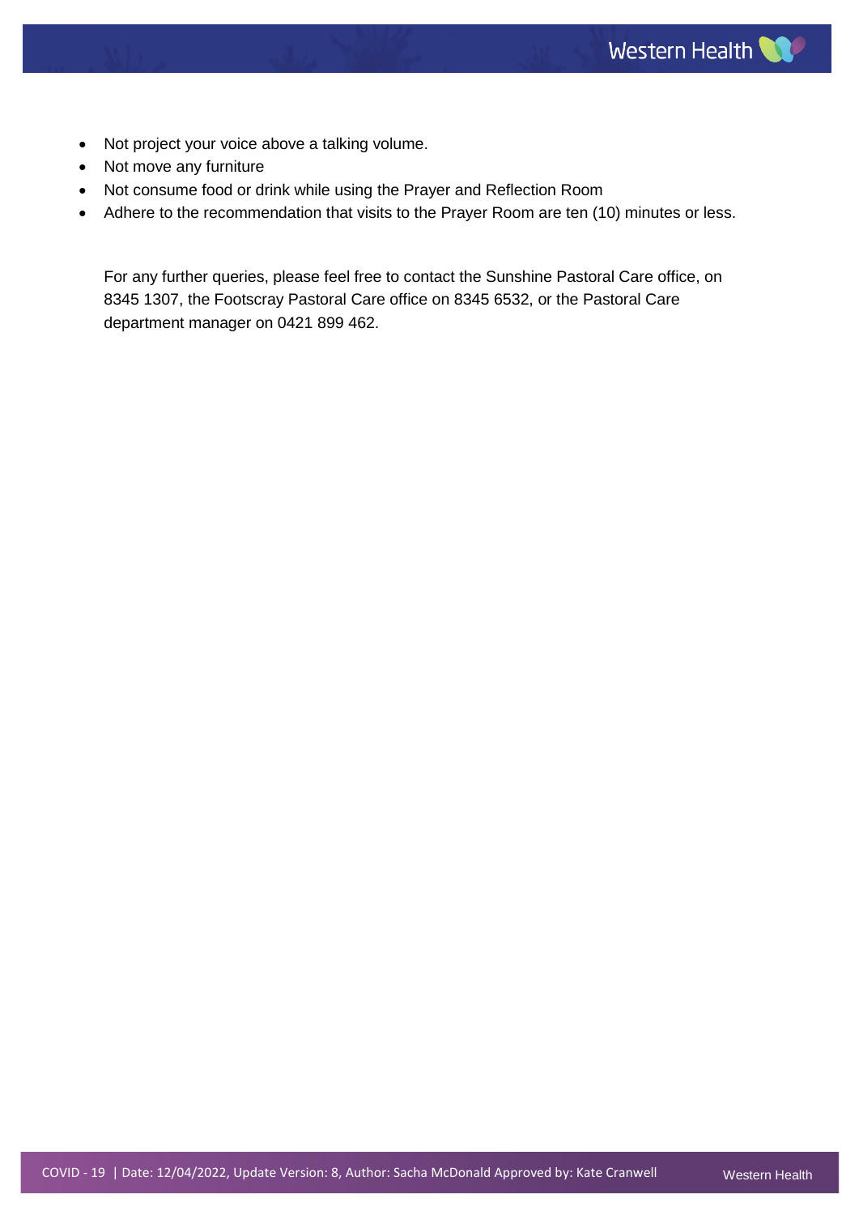- Not project your voice above a talking volume.
- Not move any furniture
- Not consume food or drink while using the Prayer and Reflection Room
- Adhere to the recommendation that visits to the Prayer Room are ten (10) minutes or less.

For any further queries, please feel free to contact the Sunshine Pastoral Care office, on 8345 1307, the Footscray Pastoral Care office on 8345 6532, or the Pastoral Care department manager on 0421 899 462.